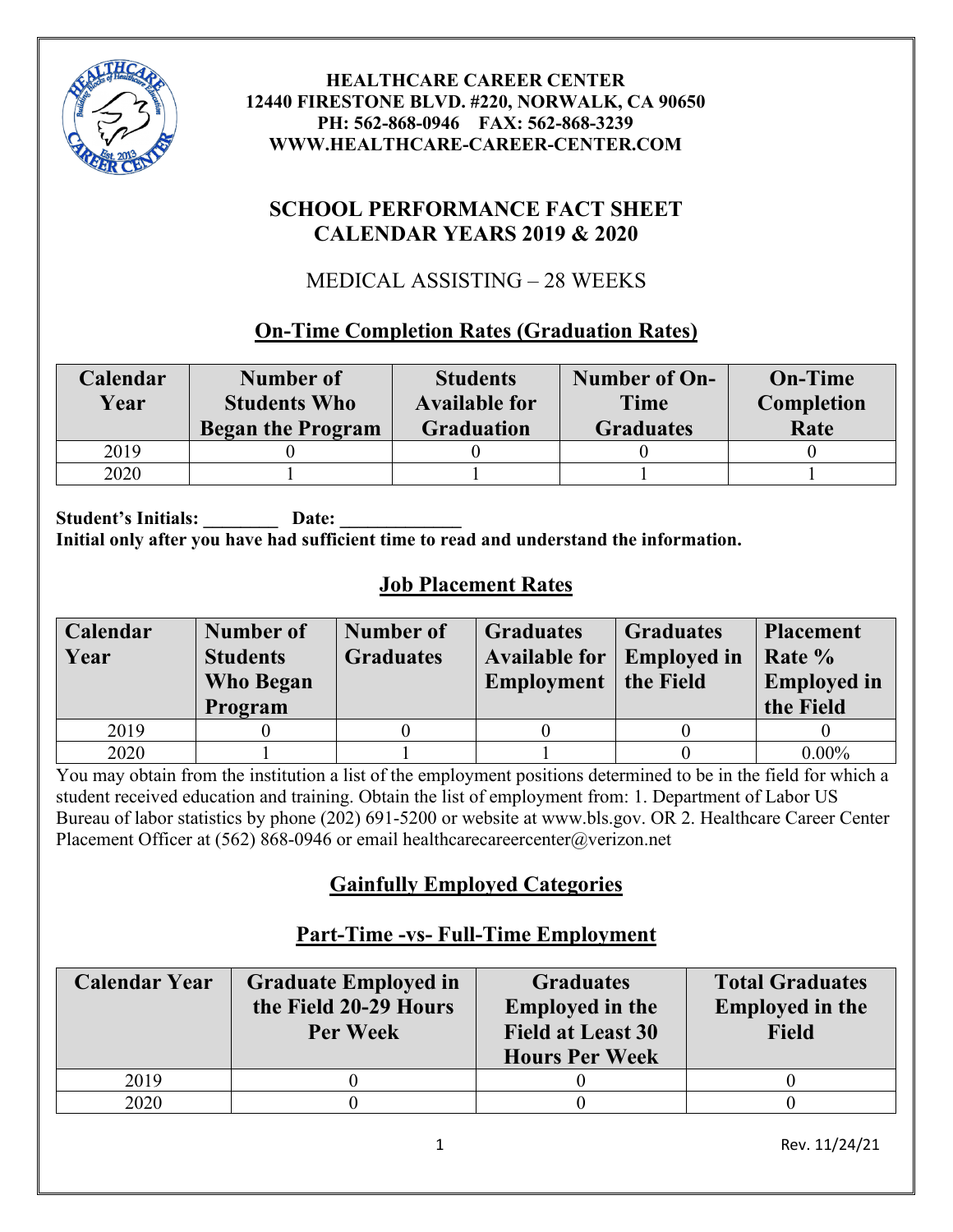**HEALTHCARE CAREER CENTER**
**12440 FIRESTONE BLVD. #220, NORWALK, CA 90650**
**PH: 562-868-0946 FAX: 562-868-3239**
**WWW.HEALTHCARE-CAREER-CENTER.COM**

# SCHOOL PERFORMANCE FACT SHEET
# CALENDAR YEARS 2019 & 2020

## MEDICAL ASSISTING – 28 WEEKS

## On-Time Completion Rates (Graduation Rates)

| Calendar Year | Number of Students Who Began the Program | Students Available for Graduation | Number of On-Time Graduates | On-Time Completion Rate |
|---|---|---|---|---|
| 2019 | 0 | 0 | 0 | 0 |
| 2020 | 1 | 1 | 1 | 1 |

**Student's Initials: ________ Date: _____________**
**Initial only after you have had sufficient time to read and understand the information.**

## Job Placement Rates

| Calendar Year | Number of Students Who Began Program | Number of Graduates | Graduates Available for Employment | Graduates Employed in the Field | Placement Rate % Employed in the Field |
|---|---|---|---|---|---|
| 2019 | 0 | 0 | 0 | 0 | 0 |
| 2020 | 1 | 1 | 1 | 0 | 0.00% |

You may obtain from the institution a list of the employment positions determined to be in the field for which a student received education and training. Obtain the list of employment from: 1. Department of Labor US Bureau of labor statistics by phone (202) 691-5200 or website at www.bls.gov. OR 2. Healthcare Career Center Placement Officer at (562) 868-0946 or email healthcarecareercenter@verizon.net

## Gainfully Employed Categories

## Part-Time -vs- Full-Time Employment

| Calendar Year | Graduate Employed in the Field 20-29 Hours Per Week | Graduates Employed in the Field at Least 30 Hours Per Week | Total Graduates Employed in the Field |
|---|---|---|---|
| 2019 | 0 | 0 | 0 |
| 2020 | 0 | 0 | 0 |

Rev. 11/24/21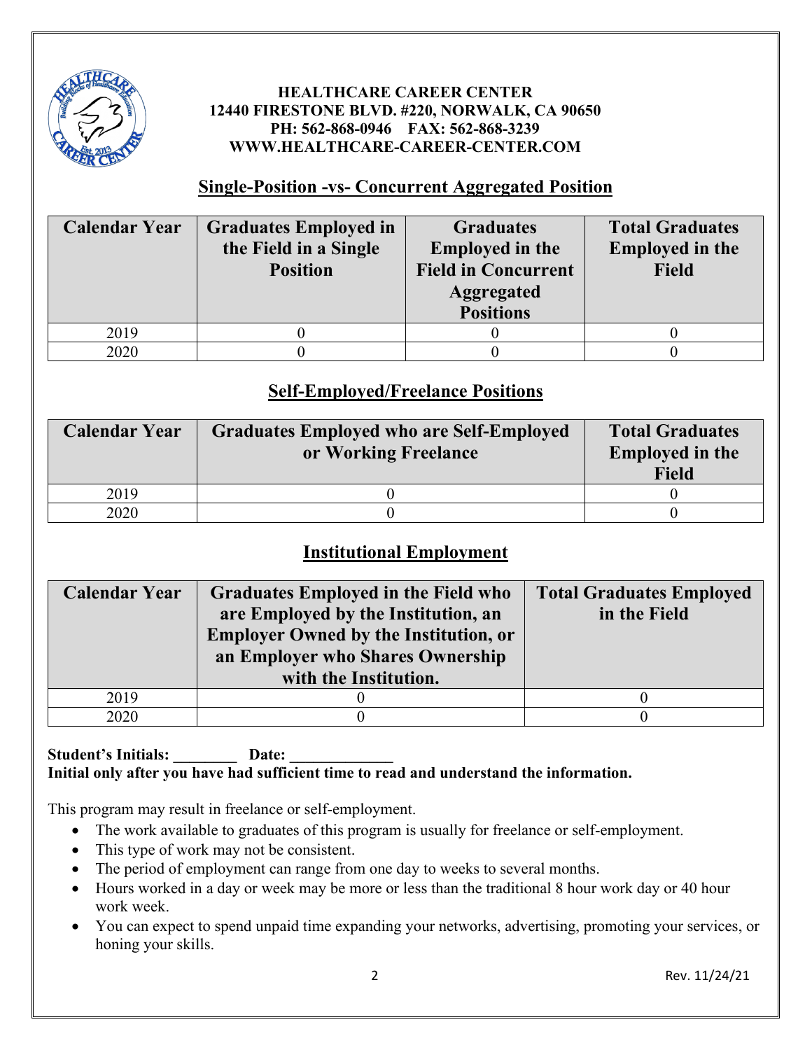**HEALTHCARE CAREER CENTER**
**12440 FIRESTONE BLVD. #220, NORWALK, CA 90650**
**PH: 562-868-0946 FAX: 562-868-3239**
**WWW.HEALTHCARE-CAREER-CENTER.COM**

## Single-Position -vs- Concurrent Aggregated Position

| Calendar Year | Graduates Employed in the Field in a Single Position | Graduates Employed in the Field in Concurrent Aggregated Positions | Total Graduates Employed in the Field |
|---|---|---|---|
| 2019 | 0 | 0 | 0 |
| 2020 | 0 | 0 | 0 |

## Self-Employed/Freelance Positions

| Calendar Year | Graduates Employed who are Self-Employed or Working Freelance | Total Graduates Employed in the Field |
|---|---|---|
| 2019 | 0 | 0 |
| 2020 | 0 | 0 |

## Institutional Employment

| Calendar Year | Graduates Employed in the Field who are Employed by the Institution, an Employer Owned by the Institution, or an Employer who Shares Ownership with the Institution. | Total Graduates Employed in the Field |
|---|---|---|
| 2019 | 0 | 0 |
| 2020 | 0 | 0 |

**Student's Initials: ________ Date: _____________**
**Initial only after you have had sufficient time to read and understand the information.**

This program may result in freelance or self-employment.

- The work available to graduates of this program is usually for freelance or self-employment.
- This type of work may not be consistent.
- The period of employment can range from one day to weeks to several months.
- Hours worked in a day or week may be more or less than the traditional 8 hour work day or 40 hour work week.
- You can expect to spend unpaid time expanding your networks, advertising, promoting your services, or honing your skills.

Rev. 11/24/21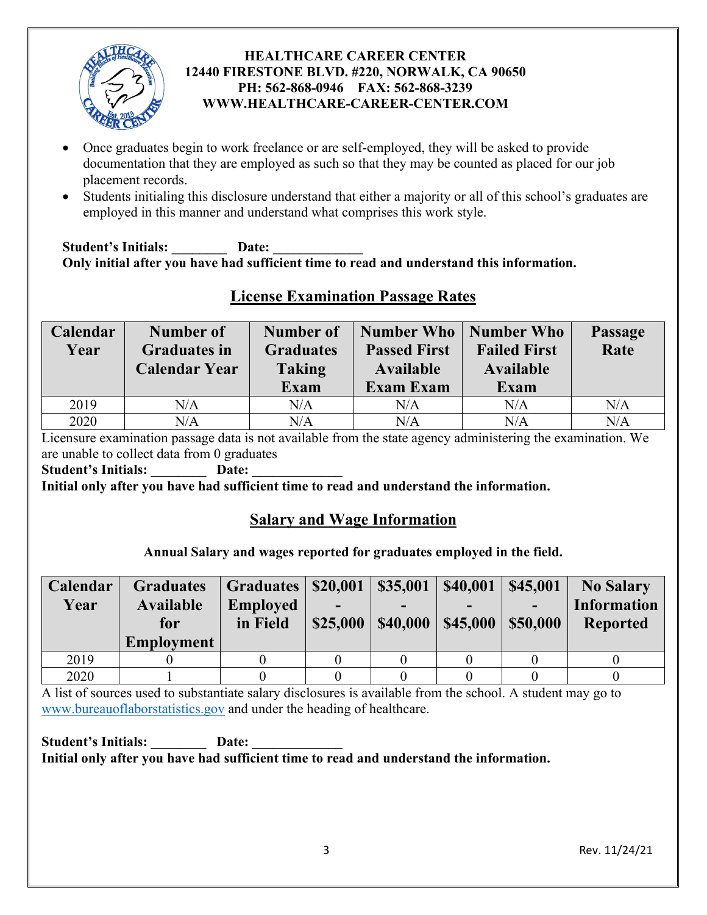**HEALTHCARE CAREER CENTER**
**12440 FIRESTONE BLVD. #220, NORWALK, CA 90650**
**PH: 562-868-0946 FAX: 562-868-3239**
**WWW.HEALTHCARE-CAREER-CENTER.COM**

- Once graduates begin to work freelance or are self-employed, they will be asked to provide documentation that they are employed as such so that they may be counted as placed for our job placement records.
- Students initialing this disclosure understand that either a majority or all of this school's graduates are employed in this manner and understand what comprises this work style.

**Student's Initials: ________ Date: _____________**
**Only initial after you have had sufficient time to read and understand this information.**

## License Examination Passage Rates

| Calendar Year | Number of Graduates in Calendar Year | Number of Graduates Taking Exam | Number Who Passed First Available Exam Exam | Number Who Failed First Available Exam | Passage Rate |
|---|---|---|---|---|---|
| 2019 | N/A | N/A | N/A | N/A | N/A |
| 2020 | N/A | N/A | N/A | N/A | N/A |

Licensure examination passage data is not available from the state agency administering the examination. We are unable to collect data from 0 graduates

**Student's Initials: ________ Date: _____________**
**Initial only after you have had sufficient time to read and understand the information.**

## Salary and Wage Information

**Annual Salary and wages reported for graduates employed in the field.**

| Calendar Year | Graduates Available for Employment | Graduates Employed in Field | $20,001 - $25,000 | $35,001 - $40,000 | $40,001 - $45,000 | $45,001 - $50,000 | No Salary Information Reported |
|---|---|---|---|---|---|---|---|
| 2019 | 0 | 0 | 0 | 0 | 0 | 0 | 0 |
| 2020 | 1 | 0 | 0 | 0 | 0 | 0 | 0 |

A list of sources used to substantiate salary disclosures is available from the school. A student may go to www.bureauoflaborstatistics.gov and under the heading of healthcare.

**Student's Initials: ________ Date: _____________**
**Initial only after you have had sufficient time to read and understand the information.**

Rev. 11/24/21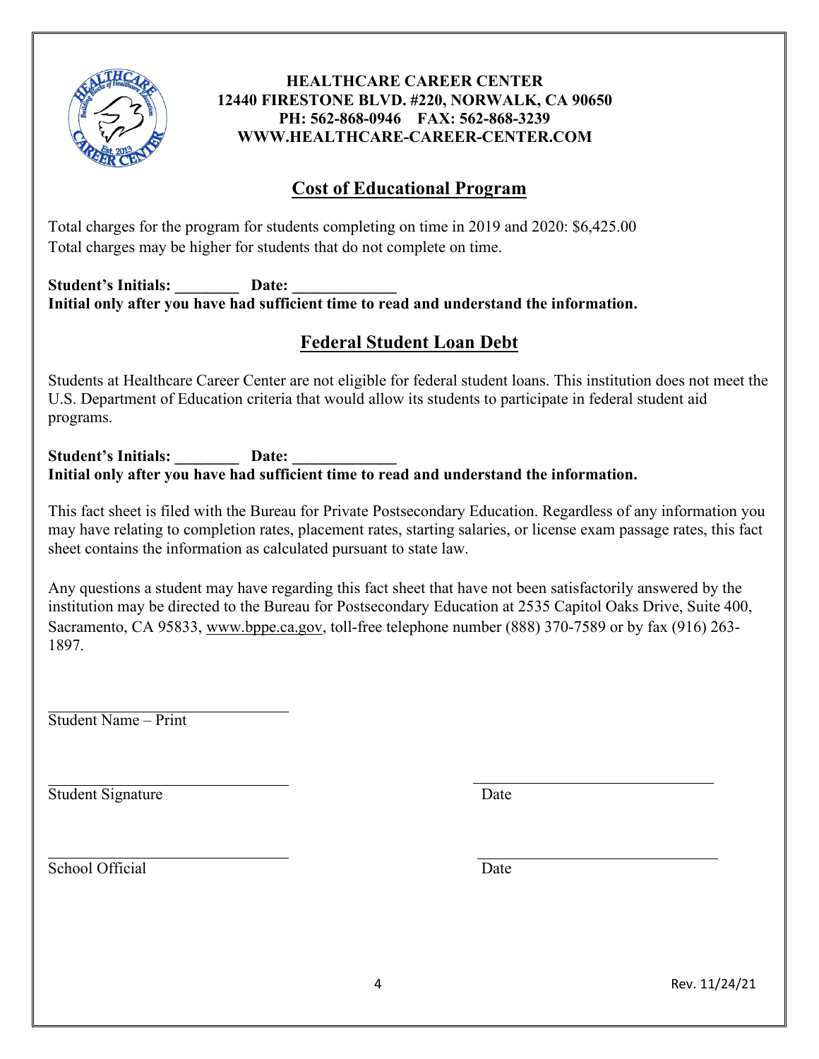**HEALTHCARE CAREER CENTER**
**12440 FIRESTONE BLVD. #220, NORWALK, CA 90650**
**PH: 562-868-0946 FAX: 562-868-3239**
**WWW.HEALTHCARE-CAREER-CENTER.COM**

## Cost of Educational Program

Total charges for the program for students completing on time in 2019 and 2020: $6,425.00
Total charges may be higher for students that do not complete on time.

**Student's Initials: ________ Date: _____________**
**Initial only after you have had sufficient time to read and understand the information.**

## Federal Student Loan Debt

Students at Healthcare Career Center are not eligible for federal student loans. This institution does not meet the U.S. Department of Education criteria that would allow its students to participate in federal student aid programs.

**Student's Initials: ________ Date: _____________**
**Initial only after you have had sufficient time to read and understand the information.**

This fact sheet is filed with the Bureau for Private Postsecondary Education. Regardless of any information you may have relating to completion rates, placement rates, starting salaries, or license exam passage rates, this fact sheet contains the information as calculated pursuant to state law.

Any questions a student may have regarding this fact sheet that have not been satisfactorily answered by the institution may be directed to the Bureau for Postsecondary Education at 2535 Capitol Oaks Drive, Suite 400, Sacramento, CA 95833, www.bppe.ca.gov, toll-free telephone number (888) 370-7589 or by fax (916) 263-1897.

______________________________
Student Name – Print

______________________________ ______________________________
Student Signature Date

______________________________ ______________________________
School Official Date

Rev. 11/24/21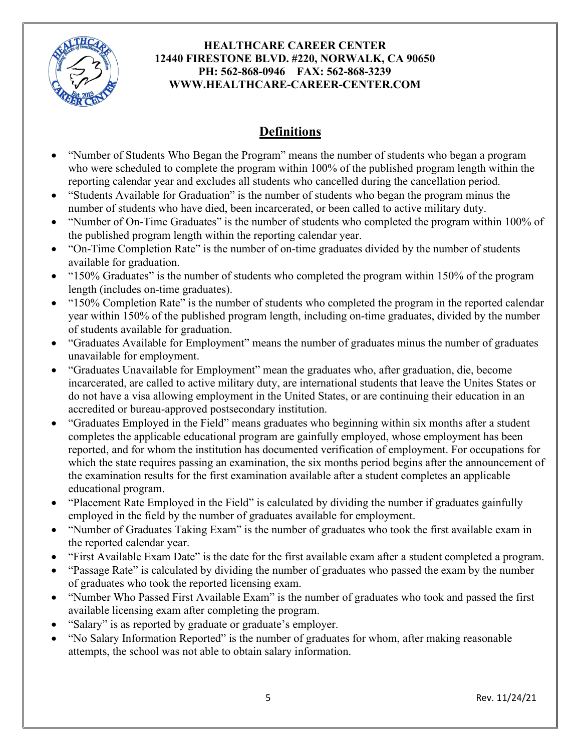**HEALTHCARE CAREER CENTER**
**12440 FIRESTONE BLVD. #220, NORWALK, CA 90650**
**PH: 562-868-0946 FAX: 562-868-3239**
**WWW.HEALTHCARE-CAREER-CENTER.COM**

## Definitions

- "Number of Students Who Began the Program" means the number of students who began a program who were scheduled to complete the program within 100% of the published program length within the reporting calendar year and excludes all students who cancelled during the cancellation period.
- "Students Available for Graduation" is the number of students who began the program minus the number of students who have died, been incarcerated, or been called to active military duty.
- "Number of On-Time Graduates" is the number of students who completed the program within 100% of the published program length within the reporting calendar year.
- "On-Time Completion Rate" is the number of on-time graduates divided by the number of students available for graduation.
- "150% Graduates" is the number of students who completed the program within 150% of the program length (includes on-time graduates).
- "150% Completion Rate" is the number of students who completed the program in the reported calendar year within 150% of the published program length, including on-time graduates, divided by the number of students available for graduation.
- "Graduates Available for Employment" means the number of graduates minus the number of graduates unavailable for employment.
- "Graduates Unavailable for Employment" mean the graduates who, after graduation, die, become incarcerated, are called to active military duty, are international students that leave the Unites States or do not have a visa allowing employment in the United States, or are continuing their education in an accredited or bureau-approved postsecondary institution.
- "Graduates Employed in the Field" means graduates who beginning within six months after a student completes the applicable educational program are gainfully employed, whose employment has been reported, and for whom the institution has documented verification of employment. For occupations for which the state requires passing an examination, the six months period begins after the announcement of the examination results for the first examination available after a student completes an applicable educational program.
- "Placement Rate Employed in the Field" is calculated by dividing the number if graduates gainfully employed in the field by the number of graduates available for employment.
- "Number of Graduates Taking Exam" is the number of graduates who took the first available exam in the reported calendar year.
- "First Available Exam Date" is the date for the first available exam after a student completed a program.
- "Passage Rate" is calculated by dividing the number of graduates who passed the exam by the number of graduates who took the reported licensing exam.
- "Number Who Passed First Available Exam" is the number of graduates who took and passed the first available licensing exam after completing the program.
- "Salary" is as reported by graduate or graduate's employer.
- "No Salary Information Reported" is the number of graduates for whom, after making reasonable attempts, the school was not able to obtain salary information.

Rev. 11/24/21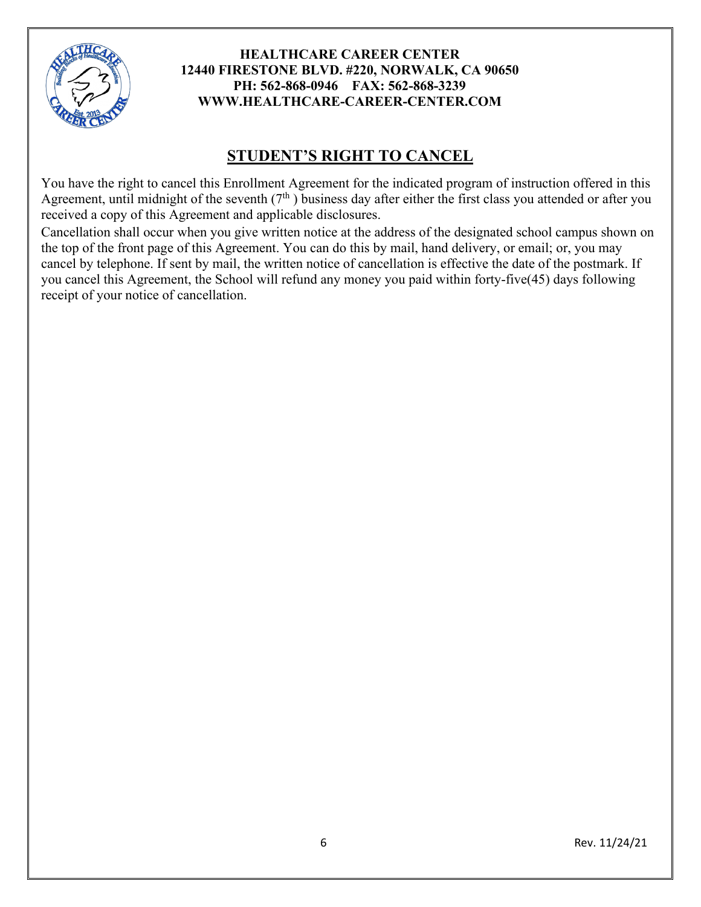**HEALTHCARE CAREER CENTER**
**12440 FIRESTONE BLVD. #220, NORWALK, CA 90650**
**PH: 562-868-0946 FAX: 562-868-3239**
**WWW.HEALTHCARE-CAREER-CENTER.COM**

# STUDENT'S RIGHT TO CANCEL

You have the right to cancel this Enrollment Agreement for the indicated program of instruction offered in this Agreement, until midnight of the seventh ($7^{th}$) business day after either the first class you attended or after you received a copy of this Agreement and applicable disclosures.

Cancellation shall occur when you give written notice at the address of the designated school campus shown on the top of the front page of this Agreement. You can do this by mail, hand delivery, or email; or, you may cancel by telephone. If sent by mail, the written notice of cancellation is effective the date of the postmark. If you cancel this Agreement, the School will refund any money you paid within forty-five(45) days following receipt of your notice of cancellation.

Rev. 11/24/21